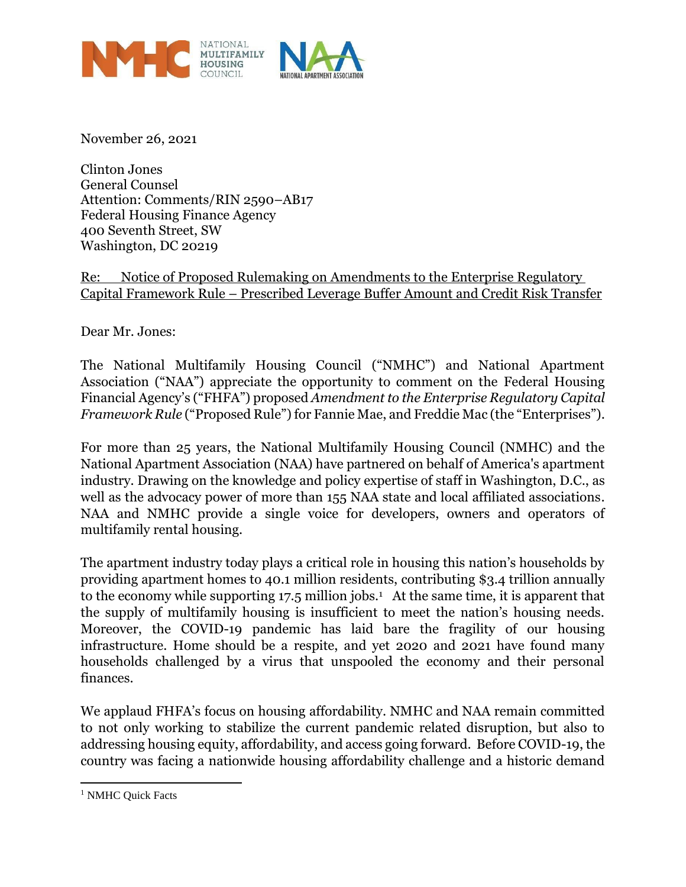NATIONAL MULTIFAMILY HOUSING COUNCIL

NATIONAL APARTMENT ASSOCIATION

November 26, 2021

Clinton Jones
General Counsel
Attention: Comments/RIN 2590–AB17
Federal Housing Finance Agency
400 Seventh Street, SW
Washington, DC 20219

Re: Notice of Proposed Rulemaking on Amendments to the Enterprise Regulatory Capital Framework Rule – Prescribed Leverage Buffer Amount and Credit Risk Transfer

Dear Mr. Jones:

The National Multifamily Housing Council ("NMHC") and National Apartment Association ("NAA") appreciate the opportunity to comment on the Federal Housing Financial Agency's ("FHFA") proposed *Amendment to the Enterprise Regulatory Capital Framework Rule* ("Proposed Rule") for Fannie Mae, and Freddie Mac (the "Enterprises").

For more than 25 years, the National Multifamily Housing Council (NMHC) and the National Apartment Association (NAA) have partnered on behalf of America's apartment industry. Drawing on the knowledge and policy expertise of staff in Washington, D.C., as well as the advocacy power of more than 155 NAA state and local affiliated associations. NAA and NMHC provide a single voice for developers, owners and operators of multifamily rental housing.

The apartment industry today plays a critical role in housing this nation's households by providing apartment homes to 40.1 million residents, contributing $3.4 trillion annually to the economy while supporting 17.5 million jobs.[1] At the same time, it is apparent that the supply of multifamily housing is insufficient to meet the nation's housing needs. Moreover, the COVID-19 pandemic has laid bare the fragility of our housing infrastructure. Home should be a respite, and yet 2020 and 2021 have found many households challenged by a virus that unspooled the economy and their personal finances.

We applaud FHFA's focus on housing affordability. NMHC and NAA remain committed to not only working to stabilize the current pandemic related disruption, but also to addressing housing equity, affordability, and access going forward. Before COVID-19, the country was facing a nationwide housing affordability challenge and a historic demand

[1] NMHC Quick Facts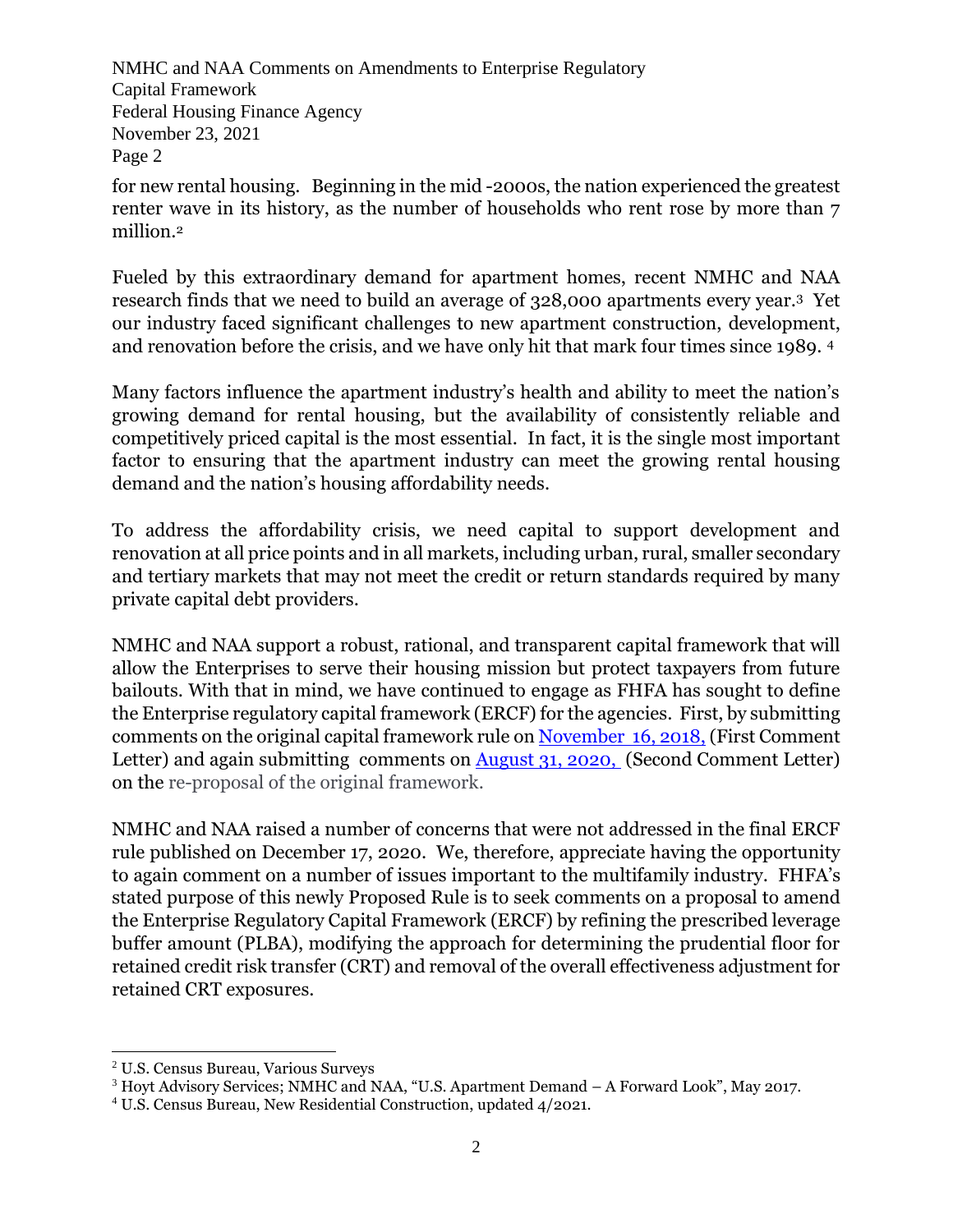for new rental housing. Beginning in the mid -2000s, the nation experienced the greatest renter wave in its history, as the number of households who rent rose by more than 7 million.[2]

Fueled by this extraordinary demand for apartment homes, recent NMHC and NAA research finds that we need to build an average of 328,000 apartments every year.[3] Yet our industry faced significant challenges to new apartment construction, development, and renovation before the crisis, and we have only hit that mark four times since 1989. [4]

Many factors influence the apartment industry's health and ability to meet the nation's growing demand for rental housing, but the availability of consistently reliable and competitively priced capital is the most essential. In fact, it is the single most important factor to ensuring that the apartment industry can meet the growing rental housing demand and the nation's housing affordability needs.

To address the affordability crisis, we need capital to support development and renovation at all price points and in all markets, including urban, rural, smaller secondary and tertiary markets that may not meet the credit or return standards required by many private capital debt providers.

NMHC and NAA support a robust, rational, and transparent capital framework that will allow the Enterprises to serve their housing mission but protect taxpayers from future bailouts. With that in mind, we have continued to engage as FHFA has sought to define the Enterprise regulatory capital framework (ERCF) for the agencies. First, by submitting comments on the original capital framework rule on November 16, 2018, (First Comment Letter) and again submitting comments on August 31, 2020, (Second Comment Letter) on the re-proposal of the original framework.

NMHC and NAA raised a number of concerns that were not addressed in the final ERCF rule published on December 17, 2020. We, therefore, appreciate having the opportunity to again comment on a number of issues important to the multifamily industry. FHFA's stated purpose of this newly Proposed Rule is to seek comments on a proposal to amend the Enterprise Regulatory Capital Framework (ERCF) by refining the prescribed leverage buffer amount (PLBA), modifying the approach for determining the prudential floor for retained credit risk transfer (CRT) and removal of the overall effectiveness adjustment for retained CRT exposures.

[2] U.S. Census Bureau, Various Surveys

[3] Hoyt Advisory Services; NMHC and NAA, "U.S. Apartment Demand – A Forward Look", May 2017.

[4] U.S. Census Bureau, New Residential Construction, updated 4/2021.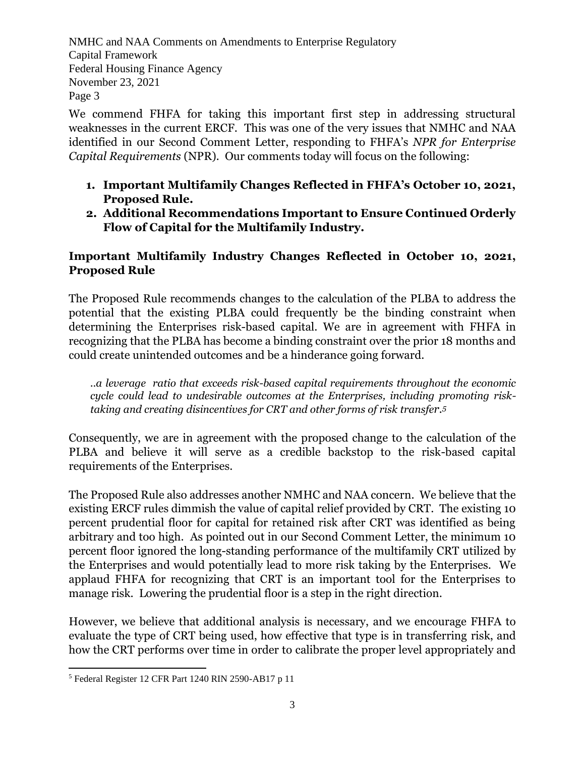We commend FHFA for taking this important first step in addressing structural weaknesses in the current ERCF. This was one of the very issues that NMHC and NAA identified in our Second Comment Letter, responding to FHFA's *NPR for Enterprise Capital Requirements* (NPR). Our comments today will focus on the following:

1. **Important Multifamily Changes Reflected in FHFA's October 10, 2021, Proposed Rule.**
2. **Additional Recommendations Important to Ensure Continued Orderly Flow of Capital for the Multifamily Industry.**

## Important Multifamily Industry Changes Reflected in October 10, 2021, Proposed Rule

The Proposed Rule recommends changes to the calculation of the PLBA to address the potential that the existing PLBA could frequently be the binding constraint when determining the Enterprises risk-based capital. We are in agreement with FHFA in recognizing that the PLBA has become a binding constraint over the prior 18 months and could create unintended outcomes and be a hinderance going forward.

> *..a leverage ratio that exceeds risk-based capital requirements throughout the economic cycle could lead to undesirable outcomes at the Enterprises, including promoting risk-taking and creating disincentives for CRT and other forms of risk transfer.*[5]

Consequently, we are in agreement with the proposed change to the calculation of the PLBA and believe it will serve as a credible backstop to the risk-based capital requirements of the Enterprises.

The Proposed Rule also addresses another NMHC and NAA concern. We believe that the existing ERCF rules dimmish the value of capital relief provided by CRT. The existing 10 percent prudential floor for capital for retained risk after CRT was identified as being arbitrary and too high. As pointed out in our Second Comment Letter, the minimum 10 percent floor ignored the long-standing performance of the multifamily CRT utilized by the Enterprises and would potentially lead to more risk taking by the Enterprises. We applaud FHFA for recognizing that CRT is an important tool for the Enterprises to manage risk. Lowering the prudential floor is a step in the right direction.

However, we believe that additional analysis is necessary, and we encourage FHFA to evaluate the type of CRT being used, how effective that type is in transferring risk, and how the CRT performs over time in order to calibrate the proper level appropriately and

[5] Federal Register 12 CFR Part 1240 RIN 2590-AB17 p 11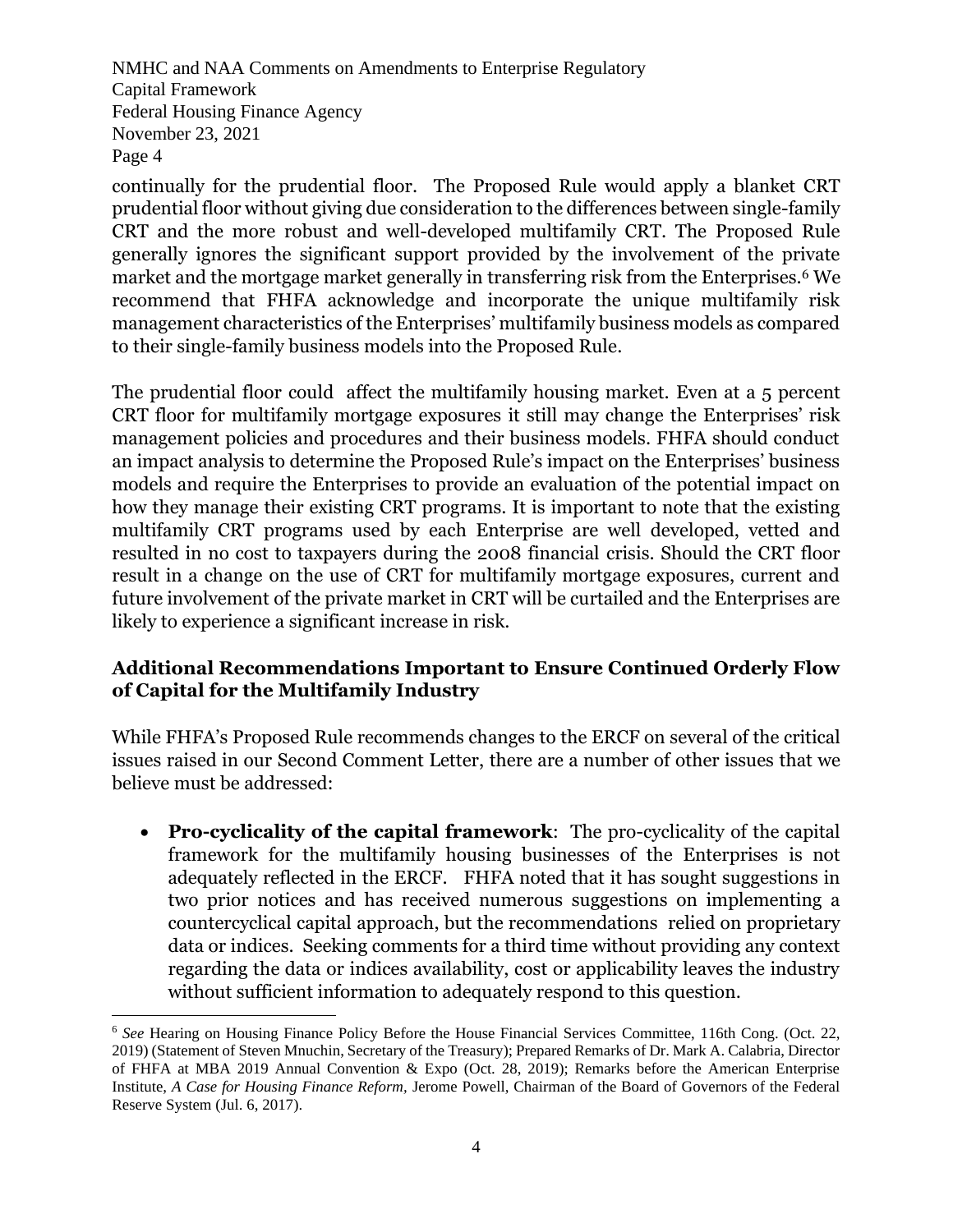continually for the prudential floor. The Proposed Rule would apply a blanket CRT prudential floor without giving due consideration to the differences between single-family CRT and the more robust and well-developed multifamily CRT. The Proposed Rule generally ignores the significant support provided by the involvement of the private market and the mortgage market generally in transferring risk from the Enterprises.[6] We recommend that FHFA acknowledge and incorporate the unique multifamily risk management characteristics of the Enterprises' multifamily business models as compared to their single-family business models into the Proposed Rule.

The prudential floor could affect the multifamily housing market. Even at a 5 percent CRT floor for multifamily mortgage exposures it still may change the Enterprises' risk management policies and procedures and their business models. FHFA should conduct an impact analysis to determine the Proposed Rule's impact on the Enterprises' business models and require the Enterprises to provide an evaluation of the potential impact on how they manage their existing CRT programs. It is important to note that the existing multifamily CRT programs used by each Enterprise are well developed, vetted and resulted in no cost to taxpayers during the 2008 financial crisis. Should the CRT floor result in a change on the use of CRT for multifamily mortgage exposures, current and future involvement of the private market in CRT will be curtailed and the Enterprises are likely to experience a significant increase in risk.

## Additional Recommendations Important to Ensure Continued Orderly Flow of Capital for the Multifamily Industry

While FHFA's Proposed Rule recommends changes to the ERCF on several of the critical issues raised in our Second Comment Letter, there are a number of other issues that we believe must be addressed:

- **Pro-cyclicality of the capital framework**: The pro-cyclicality of the capital framework for the multifamily housing businesses of the Enterprises is not adequately reflected in the ERCF. FHFA noted that it has sought suggestions in two prior notices and has received numerous suggestions on implementing a countercyclical capital approach, but the recommendations relied on proprietary data or indices. Seeking comments for a third time without providing any context regarding the data or indices availability, cost or applicability leaves the industry without sufficient information to adequately respond to this question.

---

[6] *See* Hearing on Housing Finance Policy Before the House Financial Services Committee, 116th Cong. (Oct. 22, 2019) (Statement of Steven Mnuchin, Secretary of the Treasury); Prepared Remarks of Dr. Mark A. Calabria, Director of FHFA at MBA 2019 Annual Convention & Expo (Oct. 28, 2019); Remarks before the American Enterprise Institute, *A Case for Housing Finance Reform*, Jerome Powell, Chairman of the Board of Governors of the Federal Reserve System (Jul. 6, 2017).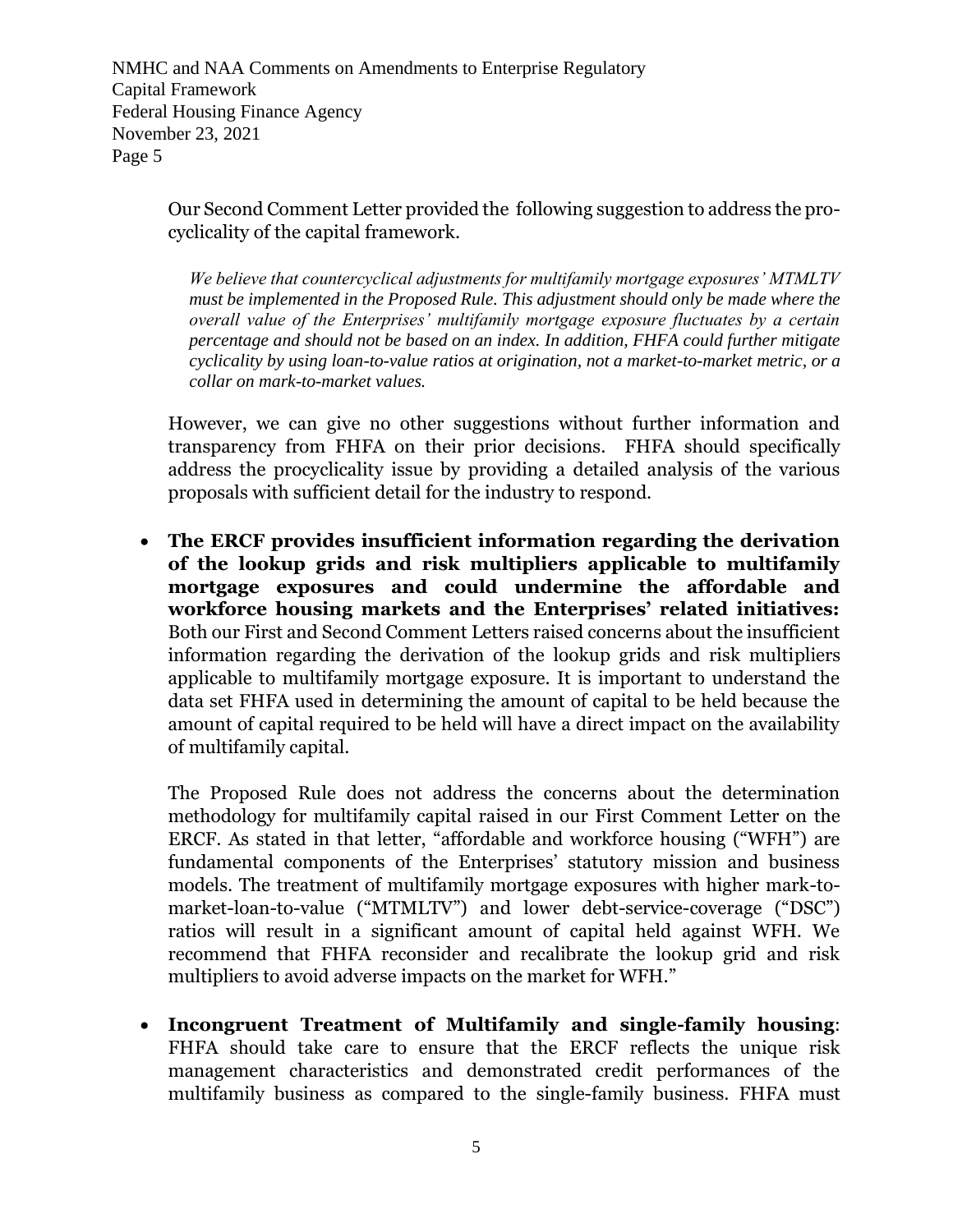Our Second Comment Letter provided the following suggestion to address the procyclicality of the capital framework.

> *We believe that countercyclical adjustments for multifamily mortgage exposures' MTMLTV must be implemented in the Proposed Rule. This adjustment should only be made where the overall value of the Enterprises' multifamily mortgage exposure fluctuates by a certain percentage and should not be based on an index. In addition, FHFA could further mitigate cyclicality by using loan-to-value ratios at origination, not a market-to-market metric, or a collar on mark-to-market values.*

However, we can give no other suggestions without further information and transparency from FHFA on their prior decisions. FHFA should specifically address the procyclicality issue by providing a detailed analysis of the various proposals with sufficient detail for the industry to respond.

- **The ERCF provides insufficient information regarding the derivation of the lookup grids and risk multipliers applicable to multifamily mortgage exposures and could undermine the affordable and workforce housing markets and the Enterprises' related initiatives:** Both our First and Second Comment Letters raised concerns about the insufficient information regarding the derivation of the lookup grids and risk multipliers applicable to multifamily mortgage exposure. It is important to understand the data set FHFA used in determining the amount of capital to be held because the amount of capital required to be held will have a direct impact on the availability of multifamily capital.

  The Proposed Rule does not address the concerns about the determination methodology for multifamily capital raised in our First Comment Letter on the ERCF. As stated in that letter, "affordable and workforce housing ("WFH") are fundamental components of the Enterprises' statutory mission and business models. The treatment of multifamily mortgage exposures with higher mark-to-market-loan-to-value ("MTMLTV") and lower debt-service-coverage ("DSC") ratios will result in a significant amount of capital held against WFH. We recommend that FHFA reconsider and recalibrate the lookup grid and risk multipliers to avoid adverse impacts on the market for WFH."

- **Incongruent Treatment of Multifamily and single-family housing**: FHFA should take care to ensure that the ERCF reflects the unique risk management characteristics and demonstrated credit performances of the multifamily business as compared to the single-family business. FHFA must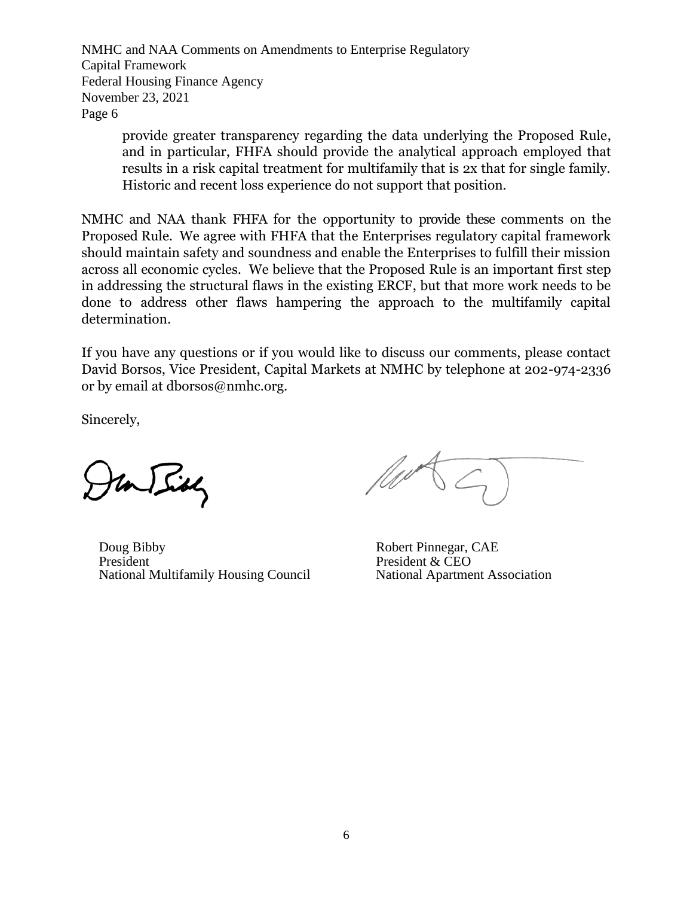provide greater transparency regarding the data underlying the Proposed Rule, and in particular, FHFA should provide the analytical approach employed that results in a risk capital treatment for multifamily that is 2x that for single family. Historic and recent loss experience do not support that position.

NMHC and NAA thank FHFA for the opportunity to provide these comments on the Proposed Rule. We agree with FHFA that the Enterprises regulatory capital framework should maintain safety and soundness and enable the Enterprises to fulfill their mission across all economic cycles. We believe that the Proposed Rule is an important first step in addressing the structural flaws in the existing ERCF, but that more work needs to be done to address other flaws hampering the approach to the multifamily capital determination.

If you have any questions or if you would like to discuss our comments, please contact David Borsos, Vice President, Capital Markets at NMHC by telephone at 202-974-2336 or by email at dborsos@nmhc.org.

Sincerely,

Doug Bibby
President
National Multifamily Housing Council

Robert Pinnegar, CAE
President & CEO
National Apartment Association